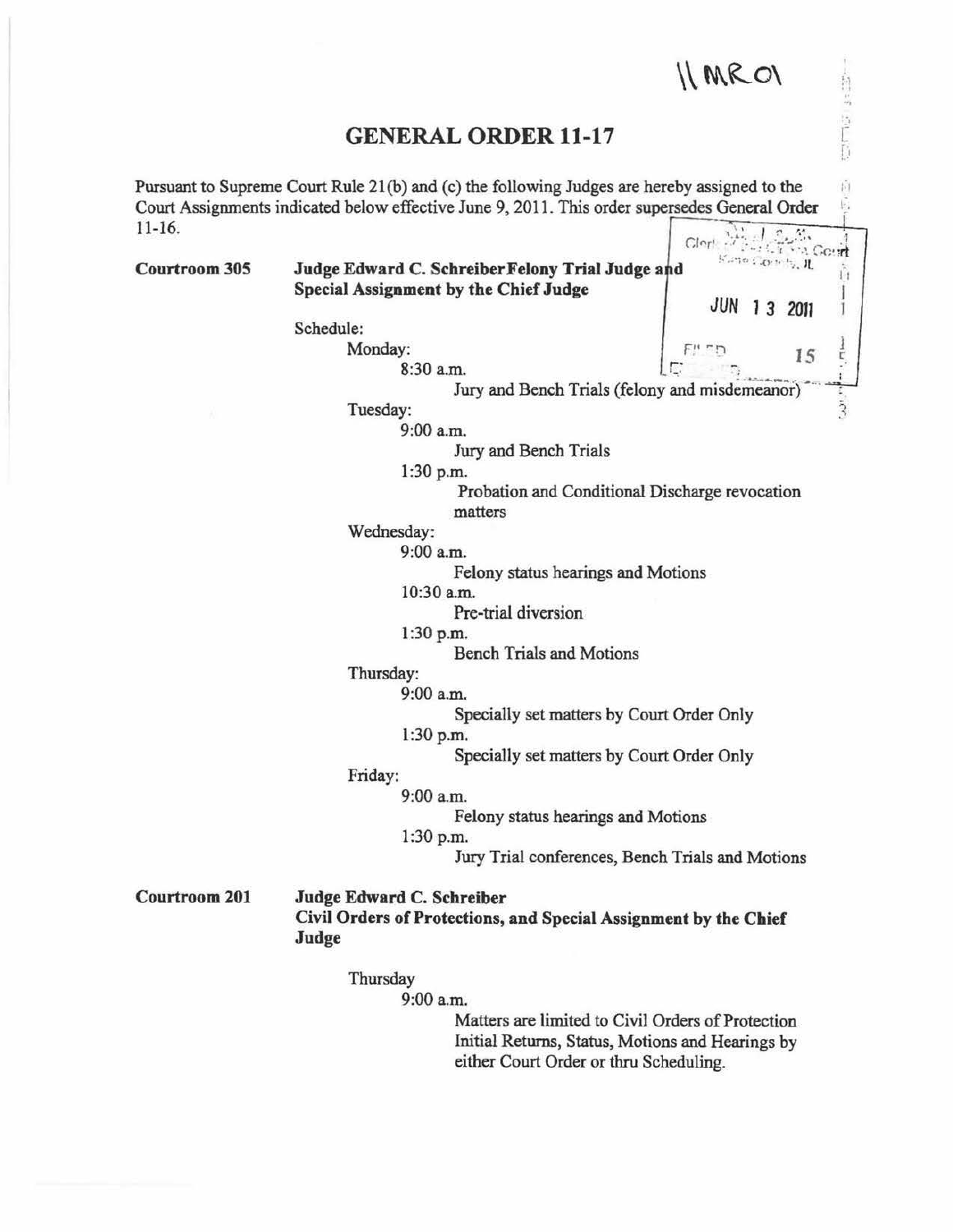11MR01

# GENERAL ORDER 11-17

Pursuant to Supreme Court Rule 21(b) and (c) the following Judges are hereby assigned to the Court Assignments indicated below effective June 9, 2011. This order supersedes General Order 11-16.

Clerk of the Circuit Court
Kane County, IL
JUN 13 2011
FILED 15

**Courtroom 305** **Judge Edward C. SchreiberFelony Trial Judge and Special Assignment by the Chief Judge**

Schedule:

Monday:
- 8:30 a.m.
  - Jury and Bench Trials (felony and misdemeanor)

Tuesday:
- 9:00 a.m.
  - Jury and Bench Trials
- 1:30 p.m.
  - Probation and Conditional Discharge revocation matters

Wednesday:
- 9:00 a.m.
  - Felony status hearings and Motions
- 10:30 a.m.
  - Pre-trial diversion
- 1:30 p.m.
  - Bench Trials and Motions

Thursday:
- 9:00 a.m.
  - Specially set matters by Court Order Only
- 1:30 p.m.
  - Specially set matters by Court Order Only

Friday:
- 9:00 a.m.
  - Felony status hearings and Motions
- 1:30 p.m.
  - Jury Trial conferences, Bench Trials and Motions

**Courtroom 201** **Judge Edward C. Schreiber**
**Civil Orders of Protections, and Special Assignment by the Chief Judge**

Thursday
- 9:00 a.m.
  - Matters are limited to Civil Orders of Protection Initial Returns, Status, Motions and Hearings by either Court Order or thru Scheduling.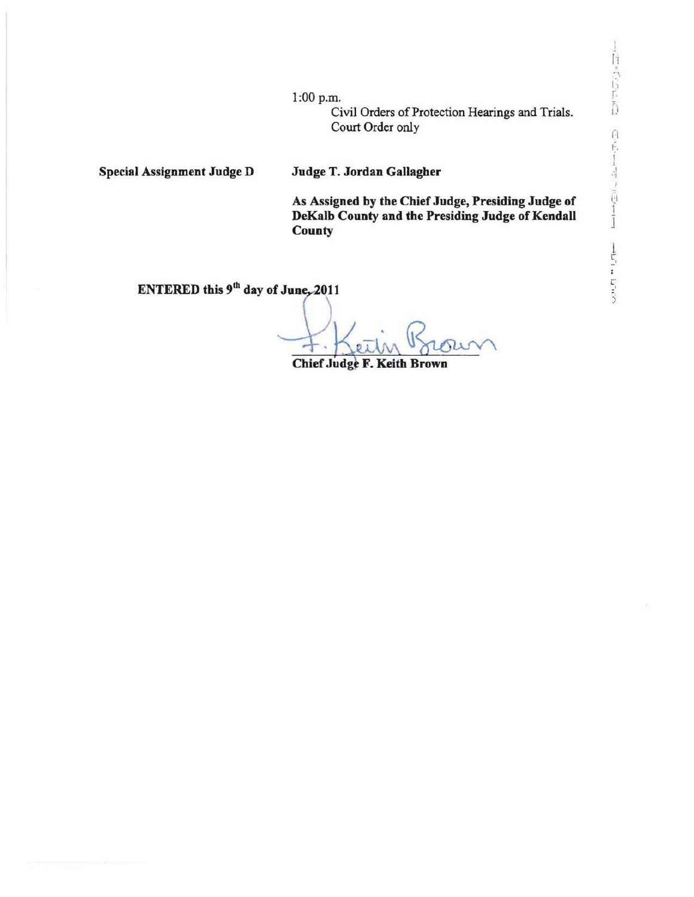1:00 p.m.

Civil Orders of Protection Hearings and Trials.
Court Order only

**Special Assignment Judge D** **Judge T. Jordan Gallagher**

**As Assigned by the Chief Judge, Presiding Judge of DeKalb County and the Presiding Judge of Kendall County**

**ENTERED this 9th day of June, 2011**

**Chief Judge F. Keith Brown**